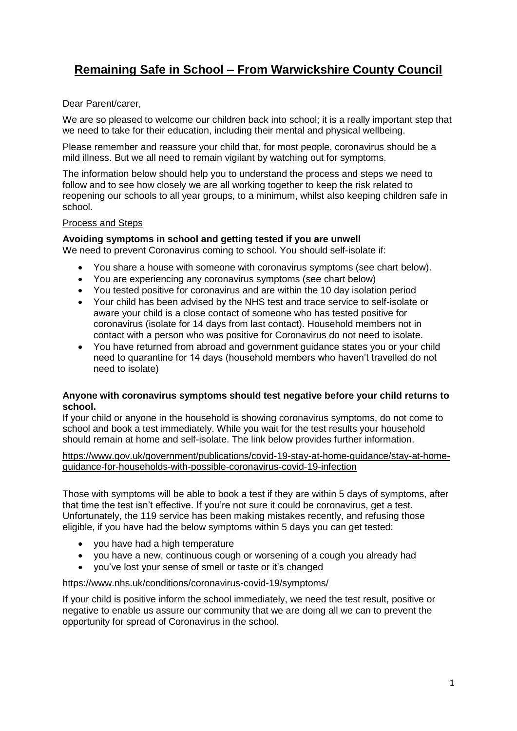# Remaining Safe in School – From Warwickshire County Council

Dear Parent/carer,

We are so pleased to welcome our children back into school; it is a really important step that we need to take for their education, including their mental and physical wellbeing.

Please remember and reassure your child that, for most people, coronavirus should be a mild illness. But we all need to remain vigilant by watching out for symptoms.

The information below should help you to understand the process and steps we need to follow and to see how closely we are all working together to keep the risk related to reopening our schools to all year groups, to a minimum, whilst also keeping children safe in school.

Process and Steps

**Avoiding symptoms in school and getting tested if you are unwell**

We need to prevent Coronavirus coming to school. You should self-isolate if:

- You share a house with someone with coronavirus symptoms (see chart below).
- You are experiencing any coronavirus symptoms (see chart below)
- You tested positive for coronavirus and are within the 10 day isolation period
- Your child has been advised by the NHS test and trace service to self-isolate or aware your child is a close contact of someone who has tested positive for coronavirus (isolate for 14 days from last contact). Household members not in contact with a person who was positive for Coronavirus do not need to isolate.
- You have returned from abroad and government guidance states you or your child need to quarantine for 14 days (household members who haven't travelled do not need to isolate)

**Anyone with coronavirus symptoms should test negative before your child returns to school.**

If your child or anyone in the household is showing coronavirus symptoms, do not come to school and book a test immediately. While you wait for the test results your household should remain at home and self-isolate. The link below provides further information.

https://www.gov.uk/government/publications/covid-19-stay-at-home-guidance/stay-at-home-guidance-for-households-with-possible-coronavirus-covid-19-infection

Those with symptoms will be able to book a test if they are within 5 days of symptoms, after that time the test isn't effective. If you're not sure it could be coronavirus, get a test. Unfortunately, the 119 service has been making mistakes recently, and refusing those eligible, if you have had the below symptoms within 5 days you can get tested:

- you have had a high temperature
- you have a new, continuous cough or worsening of a cough you already had
- you've lost your sense of smell or taste or it's changed

https://www.nhs.uk/conditions/coronavirus-covid-19/symptoms/

If your child is positive inform the school immediately, we need the test result, positive or negative to enable us assure our community that we are doing all we can to prevent the opportunity for spread of Coronavirus in the school.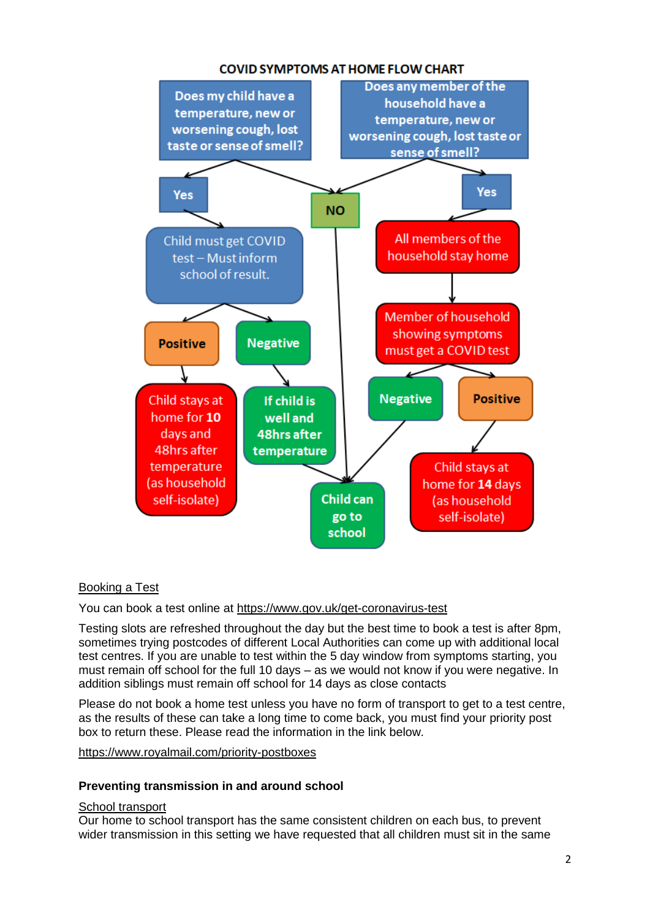## COVID SYMPTOMS AT HOME FLOW CHART

**Does my child have a temperature, new or worsening cough, lost taste or sense of smell?**

- **Yes** → Child must get COVID test – Must inform school of result.
  - **Positive** → Child stays at home for **10** days and 48hrs after temperature (as household self-isolate)
  - **Negative** → If child is well and 48hrs after temperature → **Child can go to school**
- **NO** → **Child can go to school**

**Does any member of the household have a temperature, new or worsening cough, lost taste or sense of smell?**

- **NO** → **Child can go to school**
- **Yes** → All members of the household stay home → Member of household showing symptoms must get a COVID test
  - **Negative** → **Child can go to school**
  - **Positive** → Child stays at home for **14** days (as household self-isolate)

Booking a Test

You can book a test online at https://www.gov.uk/get-coronavirus-test

Testing slots are refreshed throughout the day but the best time to book a test is after 8pm, sometimes trying postcodes of different Local Authorities can come up with additional local test centres. If you are unable to test within the 5 day window from symptoms starting, you must remain off school for the full 10 days – as we would not know if you were negative. In addition siblings must remain off school for 14 days as close contacts

Please do not book a home test unless you have no form of transport to get to a test centre, as the results of these can take a long time to come back, you must find your priority post box to return these. Please read the information in the link below.

https://www.royalmail.com/priority-postboxes

### Preventing transmission in and around school

School transport

Our home to school transport has the same consistent children on each bus, to prevent wider transmission in this setting we have requested that all children must sit in the same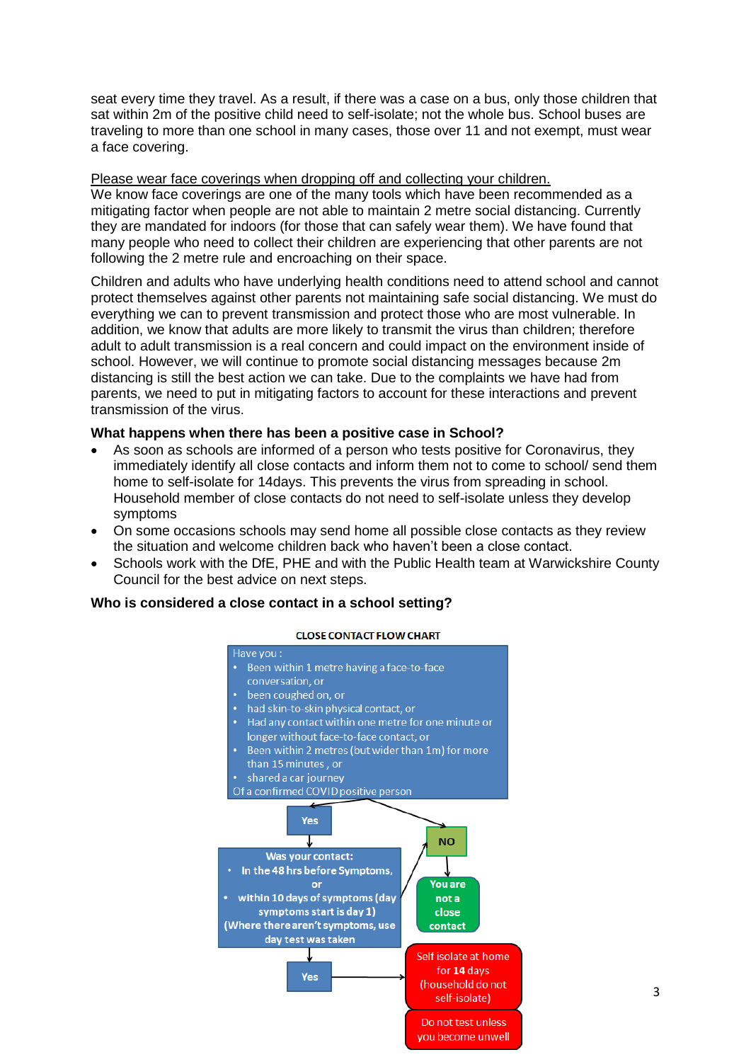seat every time they travel. As a result, if there was a case on a bus, only those children that sat within 2m of the positive child need to self-isolate; not the whole bus. School buses are traveling to more than one school in many cases, those over 11 and not exempt, must wear a face covering.

<u>Please wear face coverings when dropping off and collecting your children.</u>
We know face coverings are one of the many tools which have been recommended as a mitigating factor when people are not able to maintain 2 metre social distancing. Currently they are mandated for indoors (for those that can safely wear them). We have found that many people who need to collect their children are experiencing that other parents are not following the 2 metre rule and encroaching on their space.

Children and adults who have underlying health conditions need to attend school and cannot protect themselves against other parents not maintaining safe social distancing. We must do everything we can to prevent transmission and protect those who are most vulnerable. In addition, we know that adults are more likely to transmit the virus than children; therefore adult to adult transmission is a real concern and could impact on the environment inside of school. However, we will continue to promote social distancing messages because 2m distancing is still the best action we can take. Due to the complaints we have had from parents, we need to put in mitigating factors to account for these interactions and prevent transmission of the virus.

**What happens when there has been a positive case in School?**

- As soon as schools are informed of a person who tests positive for Coronavirus, they immediately identify all close contacts and inform them not to come to school/ send them home to self-isolate for 14days. This prevents the virus from spreading in school. Household member of close contacts do not need to self-isolate unless they develop symptoms
- On some occasions schools may send home all possible close contacts as they review the situation and welcome children back who haven't been a close contact.
- Schools work with the DfE, PHE and with the Public Health team at Warwickshire County Council for the best advice on next steps.

**Who is considered a close contact in a school setting?**

**CLOSE CONTACT FLOW CHART**

Have you :
- Been within 1 metre having a face-to-face conversation, or
- been coughed on, or
- had skin-to-skin physical contact, or
- Had any contact within one metre for one minute or longer without face-to-face contact, or
- Been within 2 metres (but wider than 1m) for more than 15 minutes , or
- shared a car journey

Of a confirmed COVID positive person

**Yes** → Was your contact:
- In the 48 hrs before Symptoms, or
- within 10 days of symptoms (day symptoms start is day 1)

(Where there aren't symptoms, use day test was taken

**Yes** → Self isolate at home for **14** days (household do not self-isolate) → Do not test unless you become unwell

**NO** → You are not a close contact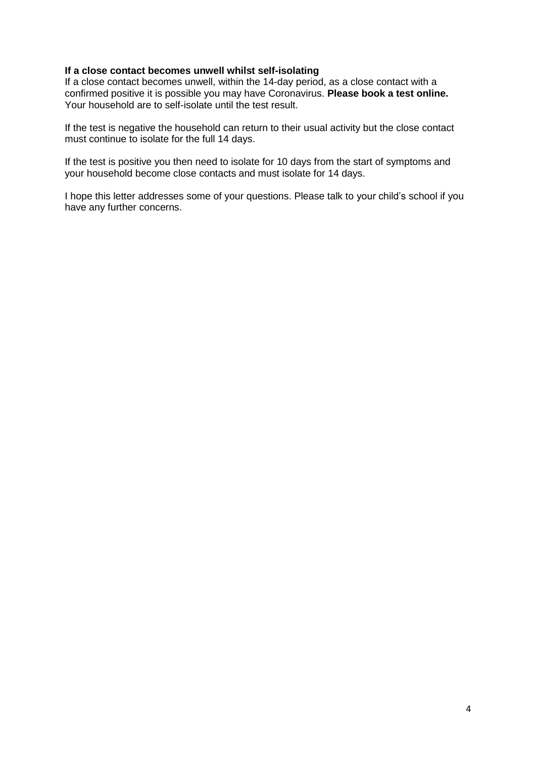**If a close contact becomes unwell whilst self-isolating**

If a close contact becomes unwell, within the 14-day period, as a close contact with a confirmed positive it is possible you may have Coronavirus. **Please book a test online.** Your household are to self-isolate until the test result.

If the test is negative the household can return to their usual activity but the close contact must continue to isolate for the full 14 days.

If the test is positive you then need to isolate for 10 days from the start of symptoms and your household become close contacts and must isolate for 14 days.

I hope this letter addresses some of your questions. Please talk to your child's school if you have any further concerns.